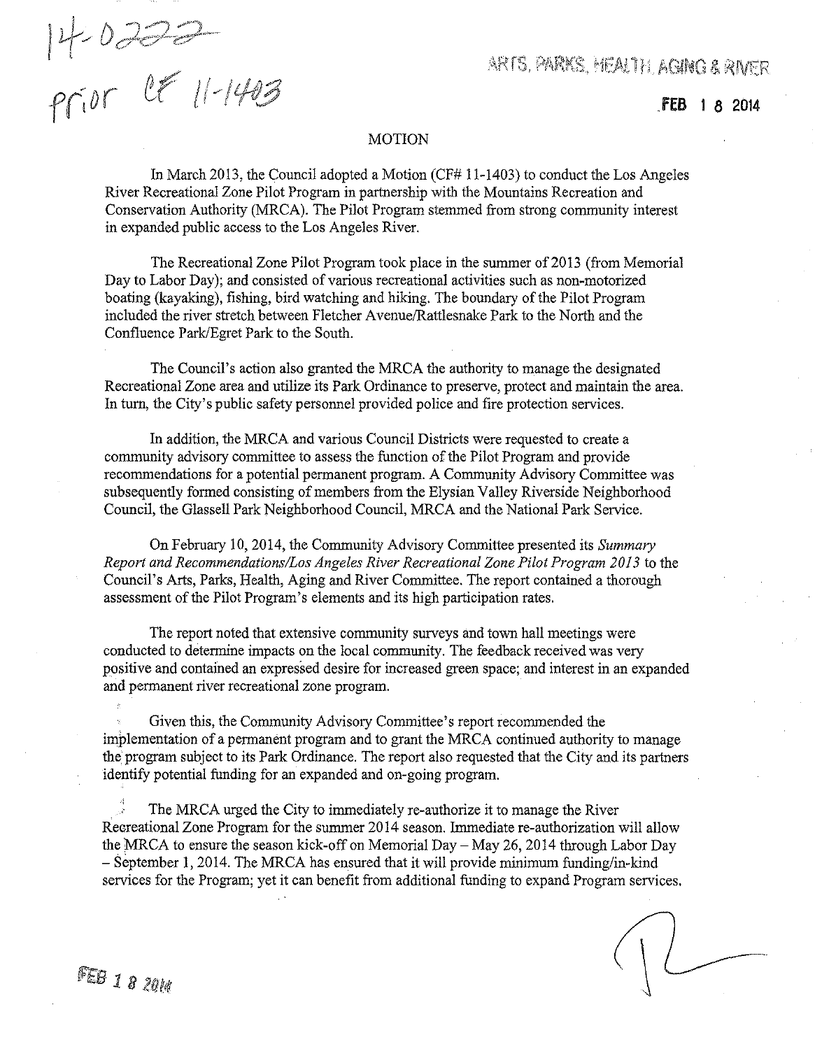14-0222
prior CF 11-1403

ARTS, PARKS, HEALTH, AGING & RIVER

FEB 18 2014

## MOTION

In March 2013, the Council adopted a Motion (CF# 11-1403) to conduct the Los Angeles River Recreational Zone Pilot Program in partnership with the Mountains Recreation and Conservation Authority (MRCA). The Pilot Program stemmed from strong community interest in expanded public access to the Los Angeles River.

The Recreational Zone Pilot Program took place in the summer of 2013 (from Memorial Day to Labor Day); and consisted of various recreational activities such as non-motorized boating (kayaking), fishing, bird watching and hiking. The boundary of the Pilot Program included the river stretch between Fletcher Avenue/Rattlesnake Park to the North and the Confluence Park/Egret Park to the South.

The Council's action also granted the MRCA the authority to manage the designated Recreational Zone area and utilize its Park Ordinance to preserve, protect and maintain the area. In turn, the City's public safety personnel provided police and fire protection services.

In addition, the MRCA and various Council Districts were requested to create a community advisory committee to assess the function of the Pilot Program and provide recommendations for a potential permanent program. A Community Advisory Committee was subsequently formed consisting of members from the Elysian Valley Riverside Neighborhood Council, the Glassell Park Neighborhood Council, MRCA and the National Park Service.

On February 10, 2014, the Community Advisory Committee presented its *Summary Report and Recommendations/Los Angeles River Recreational Zone Pilot Program 2013* to the Council's Arts, Parks, Health, Aging and River Committee. The report contained a thorough assessment of the Pilot Program's elements and its high participation rates.

The report noted that extensive community surveys and town hall meetings were conducted to determine impacts on the local community. The feedback received was very positive and contained an expressed desire for increased green space; and interest in an expanded and permanent river recreational zone program.

Given this, the Community Advisory Committee's report recommended the implementation of a permanent program and to grant the MRCA continued authority to manage the program subject to its Park Ordinance. The report also requested that the City and its partners identify potential funding for an expanded and on-going program.

The MRCA urged the City to immediately re-authorize it to manage the River Recreational Zone Program for the summer 2014 season. Immediate re-authorization will allow the MRCA to ensure the season kick-off on Memorial Day – May 26, 2014 through Labor Day – September 1, 2014. The MRCA has ensured that it will provide minimum funding/in-kind services for the Program; yet it can benefit from additional funding to expand Program services.

FEB 18 2014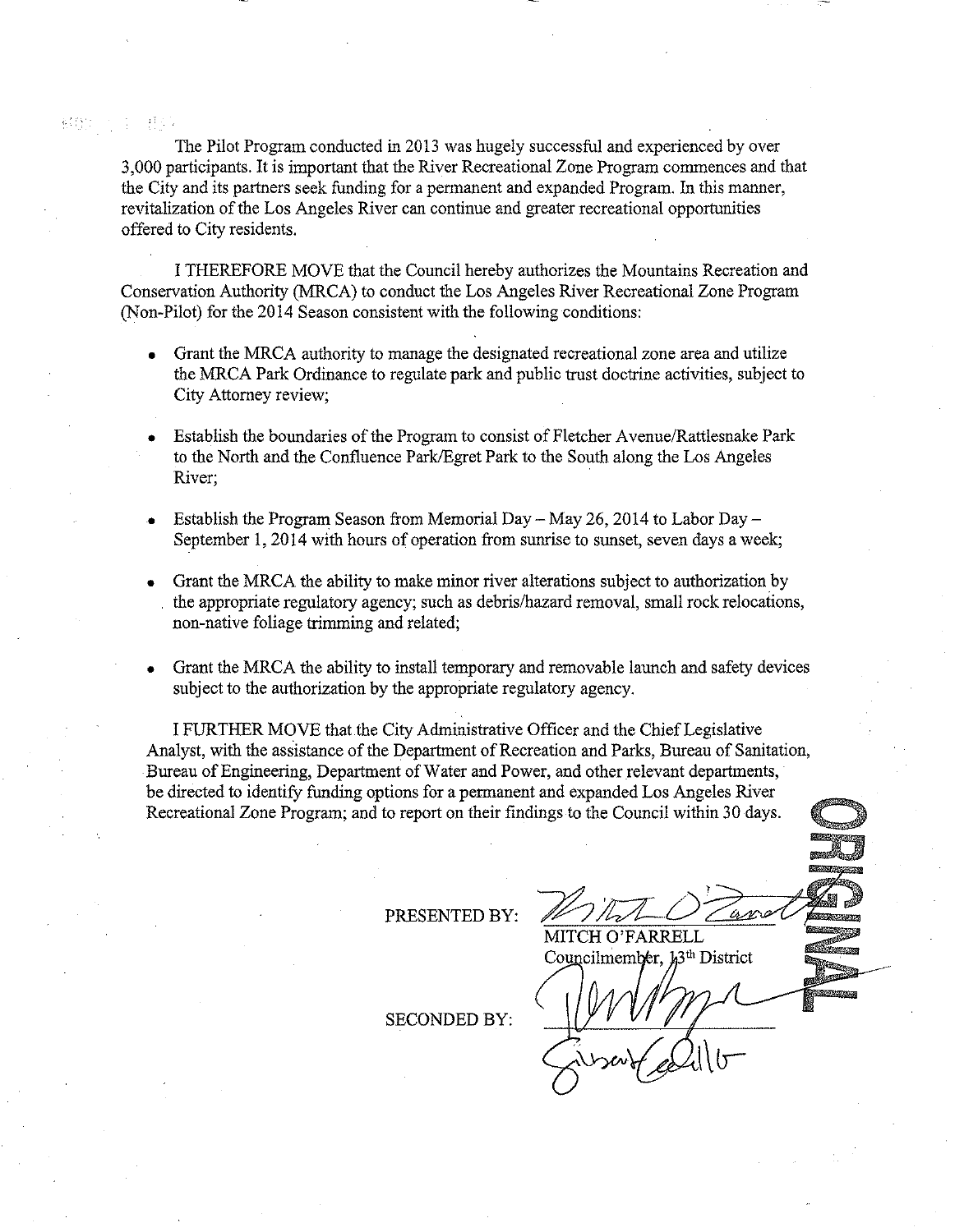The Pilot Program conducted in 2013 was hugely successful and experienced by over 3,000 participants. It is important that the River Recreational Zone Program commences and that the City and its partners seek funding for a permanent and expanded Program. In this manner, revitalization of the Los Angeles River can continue and greater recreational opportunities offered to City residents.

I THEREFORE MOVE that the Council hereby authorizes the Mountains Recreation and Conservation Authority (MRCA) to conduct the Los Angeles River Recreational Zone Program (Non-Pilot) for the 2014 Season consistent with the following conditions:

- Grant the MRCA authority to manage the designated recreational zone area and utilize the MRCA Park Ordinance to regulate park and public trust doctrine activities, subject to City Attorney review;
- Establish the boundaries of the Program to consist of Fletcher Avenue/Rattlesnake Park to the North and the Confluence Park/Egret Park to the South along the Los Angeles River;
- Establish the Program Season from Memorial Day – May 26, 2014 to Labor Day – September 1, 2014 with hours of operation from sunrise to sunset, seven days a week;
- Grant the MRCA the ability to make minor river alterations subject to authorization by the appropriate regulatory agency; such as debris/hazard removal, small rock relocations, non-native foliage trimming and related;
- Grant the MRCA the ability to install temporary and removable launch and safety devices subject to the authorization by the appropriate regulatory agency.

I FURTHER MOVE that the City Administrative Officer and the Chief Legislative Analyst, with the assistance of the Department of Recreation and Parks, Bureau of Sanitation, Bureau of Engineering, Department of Water and Power, and other relevant departments, be directed to identify funding options for a permanent and expanded Los Angeles River Recreational Zone Program; and to report on their findings to the Council within 30 days.

PRESENTED BY: MITCH O'FARRELL
Councilmember, 13th District

SECONDED BY:

ORIGINAL